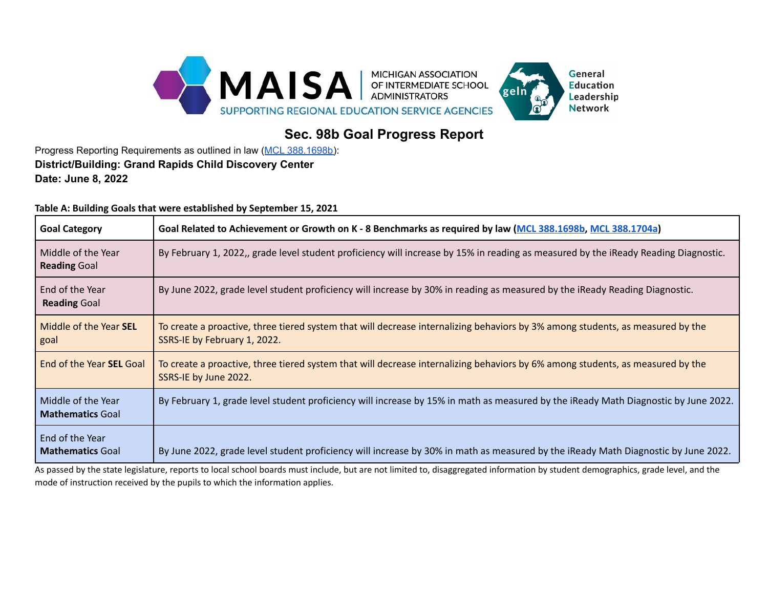# Sec. 98b Goal Progress Report

Progress Reporting Requirements as outlined in law (MCL 388.1698b):

**District/Building: Grand Rapids Child Discovery Center**

**Date: June 8, 2022**

**Table A: Building Goals that were established by September 15, 2021**

| Goal Category | Goal Related to Achievement or Growth on K - 8 Benchmarks as required by law (MCL 388.1698b, MCL 388.1704a) |
|---|---|
| Middle of the Year **Reading** Goal | By February 1, 2022,, grade level student proficiency will increase by 15% in reading as measured by the iReady Reading Diagnostic. |
| End of the Year **Reading** Goal | By June 2022, grade level student proficiency will increase by 30% in reading as measured by the iReady Reading Diagnostic. |
| Middle of the Year **SEL** goal | To create a proactive, three tiered system that will decrease internalizing behaviors by 3% among students, as measured by the SSRS-IE by February 1, 2022. |
| End of the Year **SEL** Goal | To create a proactive, three tiered system that will decrease internalizing behaviors by 6% among students, as measured by the SSRS-IE by June 2022. |
| Middle of the Year **Mathematics** Goal | By February 1, grade level student proficiency will increase by 15% in math as measured by the iReady Math Diagnostic by June 2022. |
| End of the Year **Mathematics** Goal | By June 2022, grade level student proficiency will increase by 30% in math as measured by the iReady Math Diagnostic by June 2022. |

As passed by the state legislature, reports to local school boards must include, but are not limited to, disaggregated information by student demographics, grade level, and the mode of instruction received by the pupils to which the information applies.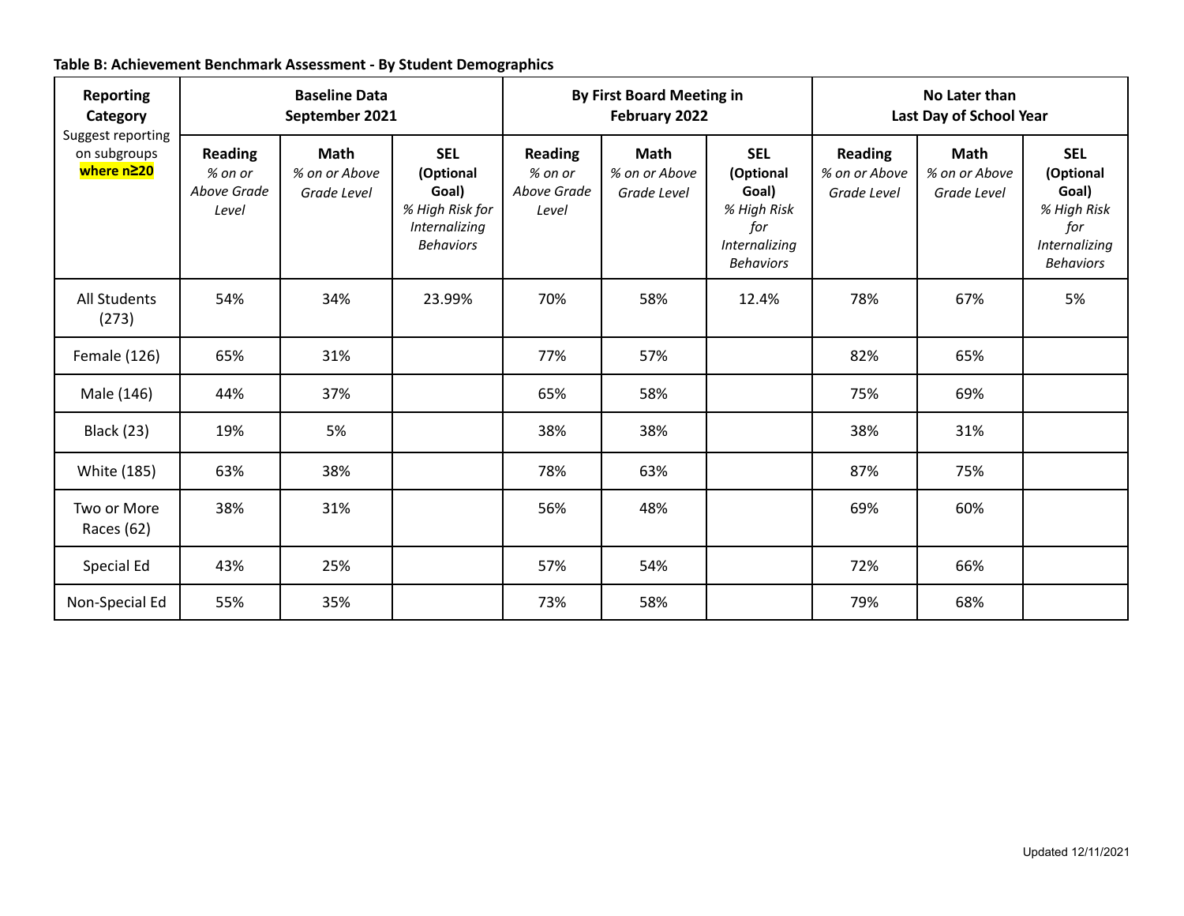**Table B: Achievement Benchmark Assessment - By Student Demographics**

| Reporting Category Suggest reporting on subgroups **where n≥20** | Baseline Data September 2021 | | | By First Board Meeting in February 2022 | | | No Later than Last Day of School Year | | |
|---|---|---|---|---|---|---|---|---|---|
| | **Reading** *% on or Above Grade Level* | **Math** *% on or Above Grade Level* | **SEL (Optional Goal)** *% High Risk for Internalizing Behaviors* | **Reading** *% on or Above Grade Level* | **Math** *% on or Above Grade Level* | **SEL (Optional Goal)** *% High Risk for Internalizing Behaviors* | **Reading** *% on or Above Grade Level* | **Math** *% on or Above Grade Level* | **SEL (Optional Goal)** *% High Risk for Internalizing Behaviors* |
| All Students (273) | 54% | 34% | 23.99% | 70% | 58% | 12.4% | 78% | 67% | 5% |
| Female (126) | 65% | 31% | | 77% | 57% | | 82% | 65% | |
| Male (146) | 44% | 37% | | 65% | 58% | | 75% | 69% | |
| Black (23) | 19% | 5% | | 38% | 38% | | 38% | 31% | |
| White (185) | 63% | 38% | | 78% | 63% | | 87% | 75% | |
| Two or More Races (62) | 38% | 31% | | 56% | 48% | | 69% | 60% | |
| Special Ed | 43% | 25% | | 57% | 54% | | 72% | 66% | |
| Non-Special Ed | 55% | 35% | | 73% | 58% | | 79% | 68% | |

Updated 12/11/2021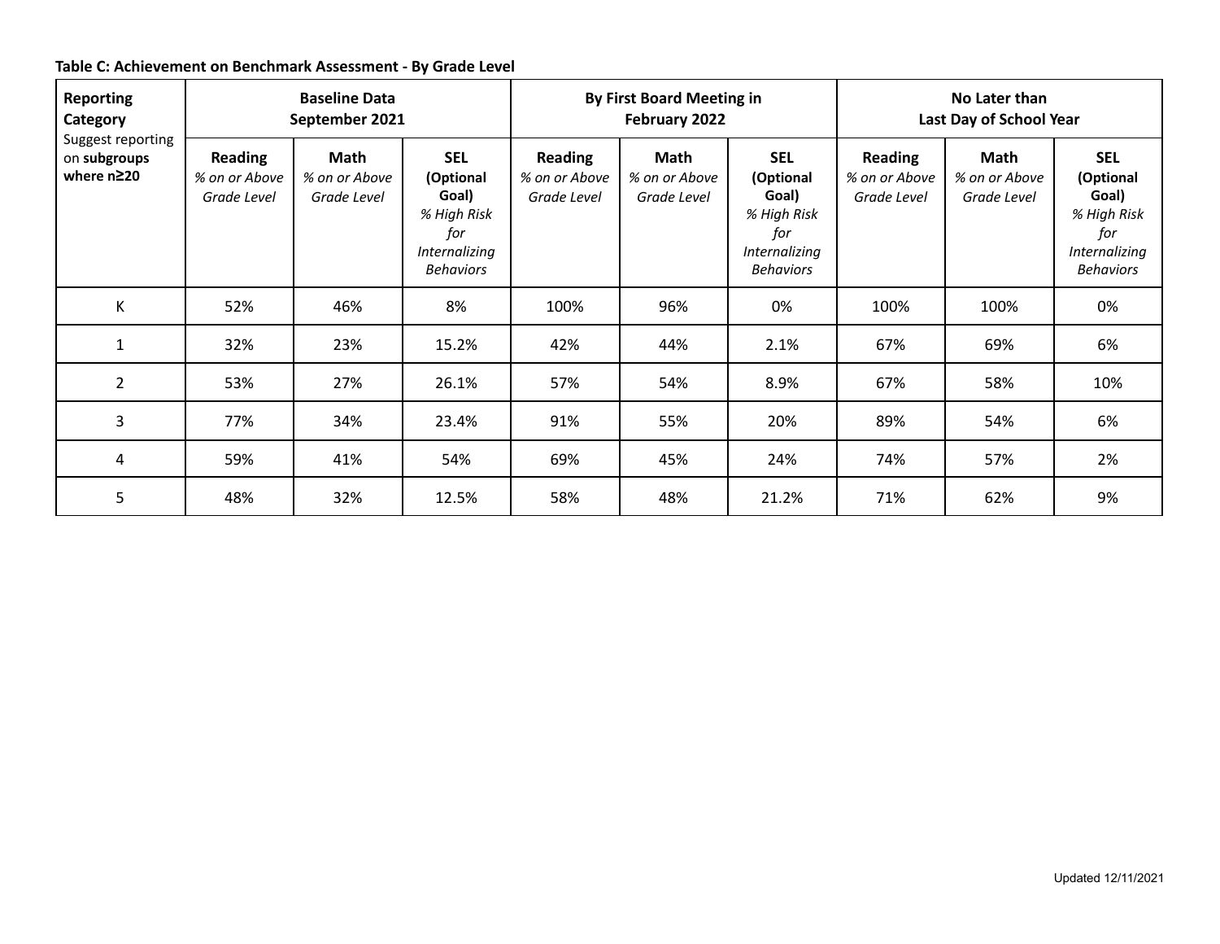**Table C: Achievement on Benchmark Assessment - By Grade Level**

| **Reporting Category** Suggest reporting on **subgroups where n≥20** | **Baseline Data September 2021** | | | **By First Board Meeting in February 2022** | | | **No Later than Last Day of School Year** | | |
|---|---|---|---|---|---|---|---|---|---|
| | **Reading** *% on or Above Grade Level* | **Math** *% on or Above Grade Level* | **SEL (Optional Goal)** *% High Risk for Internalizing Behaviors* | **Reading** *% on or Above Grade Level* | **Math** *% on or Above Grade Level* | **SEL (Optional Goal)** *% High Risk for Internalizing Behaviors* | **Reading** *% on or Above Grade Level* | **Math** *% on or Above Grade Level* | **SEL (Optional Goal)** *% High Risk for Internalizing Behaviors* |
| K | 52% | 46% | 8% | 100% | 96% | 0% | 100% | 100% | 0% |
| 1 | 32% | 23% | 15.2% | 42% | 44% | 2.1% | 67% | 69% | 6% |
| 2 | 53% | 27% | 26.1% | 57% | 54% | 8.9% | 67% | 58% | 10% |
| 3 | 77% | 34% | 23.4% | 91% | 55% | 20% | 89% | 54% | 6% |
| 4 | 59% | 41% | 54% | 69% | 45% | 24% | 74% | 57% | 2% |
| 5 | 48% | 32% | 12.5% | 58% | 48% | 21.2% | 71% | 62% | 9% |

Updated 12/11/2021